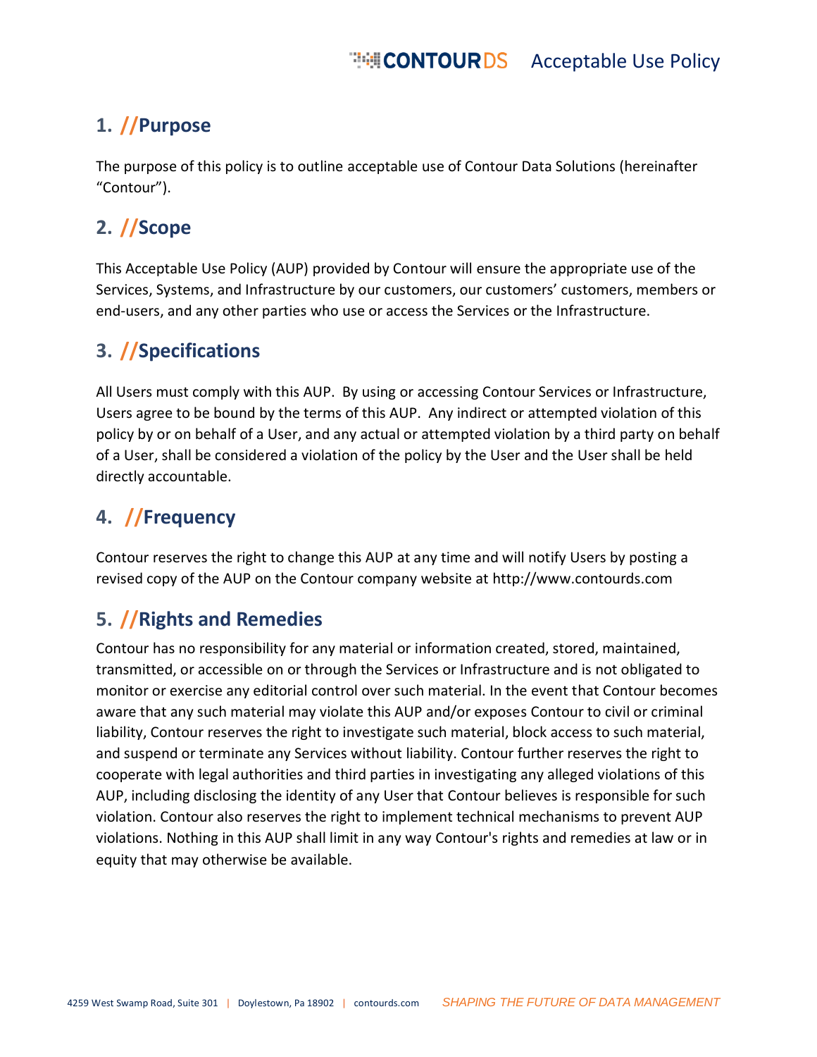## 1. //Purpose

The purpose of this policy is to outline acceptable use of Contour Data Solutions (hereinafter "Contour").

## 2. //Scope

This Acceptable Use Policy (AUP) provided by Contour will ensure the appropriate use of the Services, Systems, and Infrastructure by our customers, our customers' customers, members or end-users, and any other parties who use or access the Services or the Infrastructure.

## 3. //Specifications

All Users must comply with this AUP. By using or accessing Contour Services or Infrastructure, Users agree to be bound by the terms of this AUP. Any indirect or attempted violation of this policy by or on behalf of a User, and any actual or attempted violation by a third party on behalf of a User, shall be considered a violation of the policy by the User and the User shall be held directly accountable.

## 4. //Frequency

Contour reserves the right to change this AUP at any time and will notify Users by posting a revised copy of the AUP on the Contour company website at http://www.contourds.com

## 5. //Rights and Remedies

Contour has no responsibility for any material or information created, stored, maintained, transmitted, or accessible on or through the Services or Infrastructure and is not obligated to monitor or exercise any editorial control over such material. In the event that Contour becomes aware that any such material may violate this AUP and/or exposes Contour to civil or criminal liability, Contour reserves the right to investigate such material, block access to such material, and suspend or terminate any Services without liability. Contour further reserves the right to cooperate with legal authorities and third parties in investigating any alleged violations of this AUP, including disclosing the identity of any User that Contour believes is responsible for such violation. Contour also reserves the right to implement technical mechanisms to prevent AUP violations. Nothing in this AUP shall limit in any way Contour's rights and remedies at law or in equity that may otherwise be available.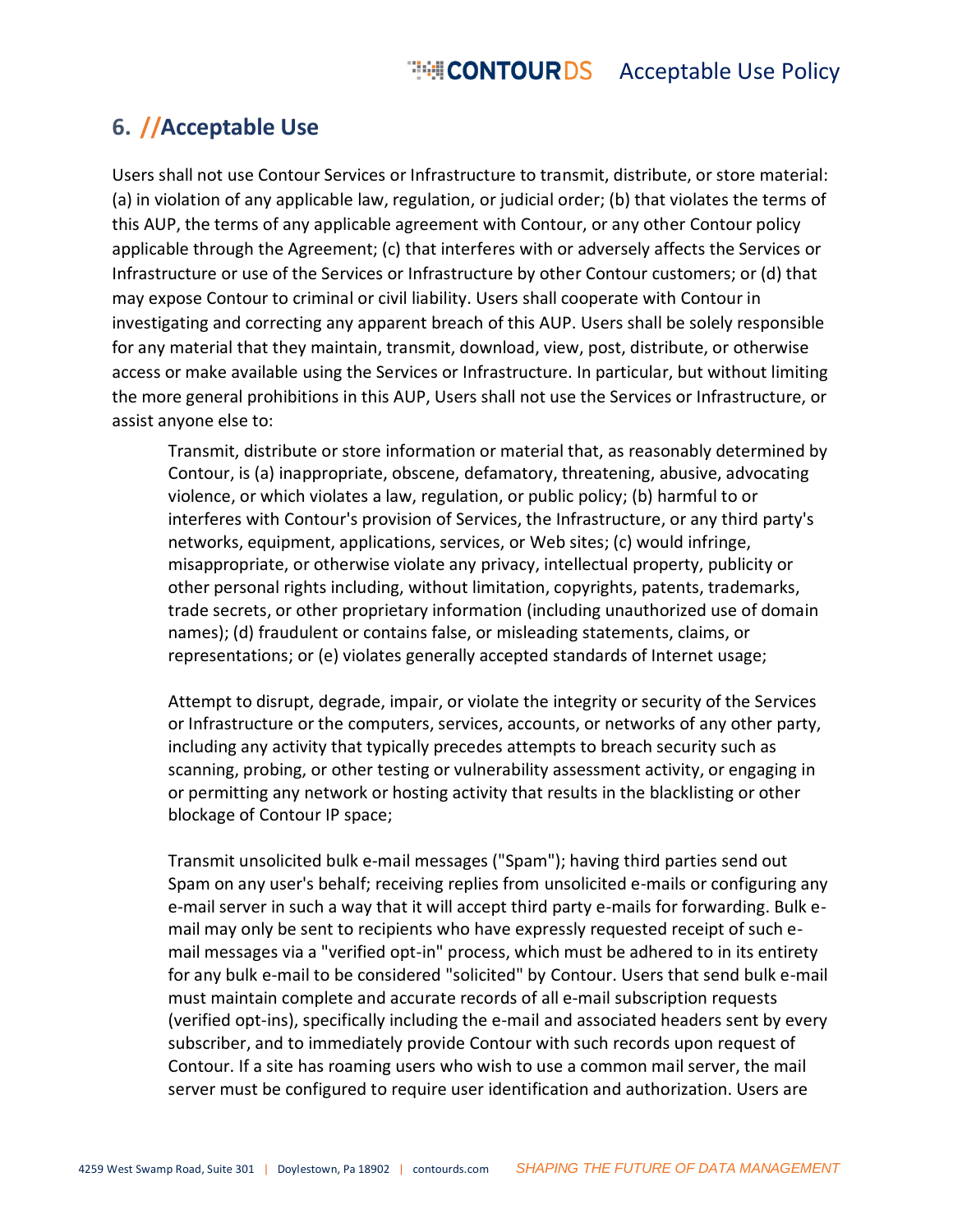## 6. //Acceptable Use

Users shall not use Contour Services or Infrastructure to transmit, distribute, or store material: (a) in violation of any applicable law, regulation, or judicial order; (b) that violates the terms of this AUP, the terms of any applicable agreement with Contour, or any other Contour policy applicable through the Agreement; (c) that interferes with or adversely affects the Services or Infrastructure or use of the Services or Infrastructure by other Contour customers; or (d) that may expose Contour to criminal or civil liability. Users shall cooperate with Contour in investigating and correcting any apparent breach of this AUP. Users shall be solely responsible for any material that they maintain, transmit, download, view, post, distribute, or otherwise access or make available using the Services or Infrastructure. In particular, but without limiting the more general prohibitions in this AUP, Users shall not use the Services or Infrastructure, or assist anyone else to:

> Transmit, distribute or store information or material that, as reasonably determined by Contour, is (a) inappropriate, obscene, defamatory, threatening, abusive, advocating violence, or which violates a law, regulation, or public policy; (b) harmful to or interferes with Contour's provision of Services, the Infrastructure, or any third party's networks, equipment, applications, services, or Web sites; (c) would infringe, misappropriate, or otherwise violate any privacy, intellectual property, publicity or other personal rights including, without limitation, copyrights, patents, trademarks, trade secrets, or other proprietary information (including unauthorized use of domain names); (d) fraudulent or contains false, or misleading statements, claims, or representations; or (e) violates generally accepted standards of Internet usage;
>
> Attempt to disrupt, degrade, impair, or violate the integrity or security of the Services or Infrastructure or the computers, services, accounts, or networks of any other party, including any activity that typically precedes attempts to breach security such as scanning, probing, or other testing or vulnerability assessment activity, or engaging in or permitting any network or hosting activity that results in the blacklisting or other blockage of Contour IP space;
>
> Transmit unsolicited bulk e-mail messages ("Spam"); having third parties send out Spam on any user's behalf; receiving replies from unsolicited e-mails or configuring any e-mail server in such a way that it will accept third party e-mails for forwarding. Bulk e-mail may only be sent to recipients who have expressly requested receipt of such e-mail messages via a "verified opt-in" process, which must be adhered to in its entirety for any bulk e-mail to be considered "solicited" by Contour. Users that send bulk e-mail must maintain complete and accurate records of all e-mail subscription requests (verified opt-ins), specifically including the e-mail and associated headers sent by every subscriber, and to immediately provide Contour with such records upon request of Contour. If a site has roaming users who wish to use a common mail server, the mail server must be configured to require user identification and authorization. Users are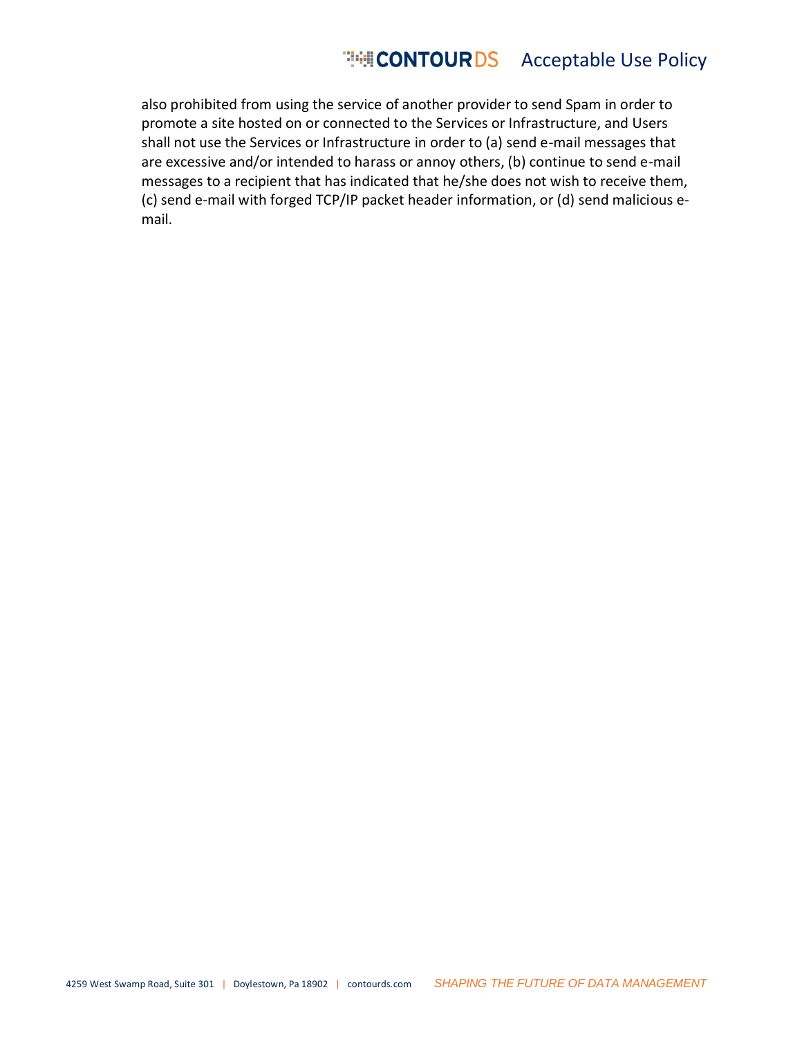also prohibited from using the service of another provider to send Spam in order to promote a site hosted on or connected to the Services or Infrastructure, and Users shall not use the Services or Infrastructure in order to (a) send e-mail messages that are excessive and/or intended to harass or annoy others, (b) continue to send e-mail messages to a recipient that has indicated that he/she does not wish to receive them, (c) send e-mail with forged TCP/IP packet header information, or (d) send malicious e-mail.